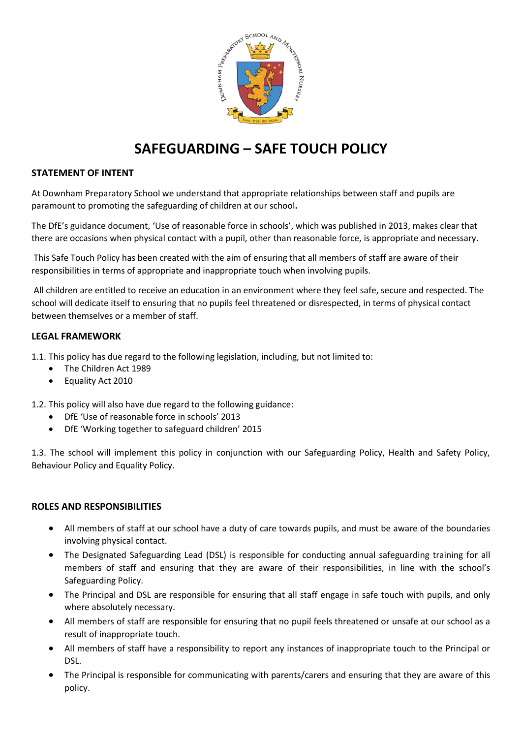# SAFEGUARDING – SAFE TOUCH POLICY

## STATEMENT OF INTENT

At Downham Preparatory School we understand that appropriate relationships between staff and pupils are paramount to promoting the safeguarding of children at our school**.**

The DfE's guidance document, 'Use of reasonable force in schools', which was published in 2013, makes clear that there are occasions when physical contact with a pupil, other than reasonable force, is appropriate and necessary.

This Safe Touch Policy has been created with the aim of ensuring that all members of staff are aware of their responsibilities in terms of appropriate and inappropriate touch when involving pupils.

All children are entitled to receive an education in an environment where they feel safe, secure and respected. The school will dedicate itself to ensuring that no pupils feel threatened or disrespected, in terms of physical contact between themselves or a member of staff.

## LEGAL FRAMEWORK

1.1. This policy has due regard to the following legislation, including, but not limited to:

- The Children Act 1989
- Equality Act 2010

1.2. This policy will also have due regard to the following guidance:

- DfE 'Use of reasonable force in schools' 2013
- DfE 'Working together to safeguard children' 2015

1.3. The school will implement this policy in conjunction with our Safeguarding Policy, Health and Safety Policy, Behaviour Policy and Equality Policy.

## ROLES AND RESPONSIBILITIES

- All members of staff at our school have a duty of care towards pupils, and must be aware of the boundaries involving physical contact.
- The Designated Safeguarding Lead (DSL) is responsible for conducting annual safeguarding training for all members of staff and ensuring that they are aware of their responsibilities, in line with the school's Safeguarding Policy.
- The Principal and DSL are responsible for ensuring that all staff engage in safe touch with pupils, and only where absolutely necessary.
- All members of staff are responsible for ensuring that no pupil feels threatened or unsafe at our school as a result of inappropriate touch.
- All members of staff have a responsibility to report any instances of inappropriate touch to the Principal or DSL.
- The Principal is responsible for communicating with parents/carers and ensuring that they are aware of this policy.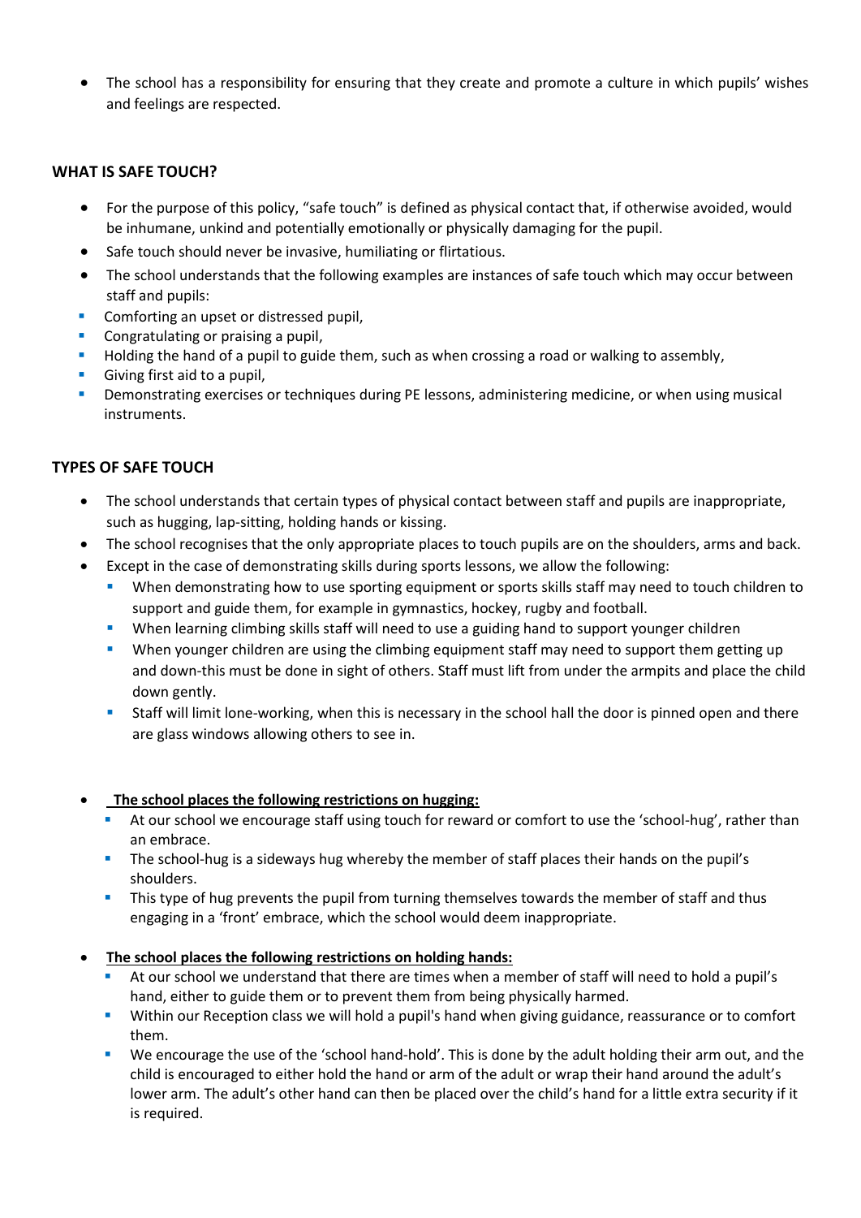- The school has a responsibility for ensuring that they create and promote a culture in which pupils' wishes and feelings are respected.

## WHAT IS SAFE TOUCH?

- For the purpose of this policy, "safe touch" is defined as physical contact that, if otherwise avoided, would be inhumane, unkind and potentially emotionally or physically damaging for the pupil.
- Safe touch should never be invasive, humiliating or flirtatious.
- The school understands that the following examples are instances of safe touch which may occur between staff and pupils:
- Comforting an upset or distressed pupil,
- Congratulating or praising a pupil,
- Holding the hand of a pupil to guide them, such as when crossing a road or walking to assembly,
- Giving first aid to a pupil,
- Demonstrating exercises or techniques during PE lessons, administering medicine, or when using musical instruments.

## TYPES OF SAFE TOUCH

- The school understands that certain types of physical contact between staff and pupils are inappropriate, such as hugging, lap-sitting, holding hands or kissing.
- The school recognises that the only appropriate places to touch pupils are on the shoulders, arms and back.
- Except in the case of demonstrating skills during sports lessons, we allow the following:
  - When demonstrating how to use sporting equipment or sports skills staff may need to touch children to support and guide them, for example in gymnastics, hockey, rugby and football.
  - When learning climbing skills staff will need to use a guiding hand to support younger children
  - When younger children are using the climbing equipment staff may need to support them getting up and down-this must be done in sight of others. Staff must lift from under the armpits and place the child down gently.
  - Staff will limit lone-working, when this is necessary in the school hall the door is pinned open and there are glass windows allowing others to see in.

- **The school places the following restrictions on hugging:**
  - At our school we encourage staff using touch for reward or comfort to use the 'school-hug', rather than an embrace.
  - The school-hug is a sideways hug whereby the member of staff places their hands on the pupil's shoulders.
  - This type of hug prevents the pupil from turning themselves towards the member of staff and thus engaging in a 'front' embrace, which the school would deem inappropriate.

- **The school places the following restrictions on holding hands:**
  - At our school we understand that there are times when a member of staff will need to hold a pupil's hand, either to guide them or to prevent them from being physically harmed.
  - Within our Reception class we will hold a pupil's hand when giving guidance, reassurance or to comfort them.
  - We encourage the use of the 'school hand-hold'. This is done by the adult holding their arm out, and the child is encouraged to either hold the hand or arm of the adult or wrap their hand around the adult's lower arm. The adult's other hand can then be placed over the child's hand for a little extra security if it is required.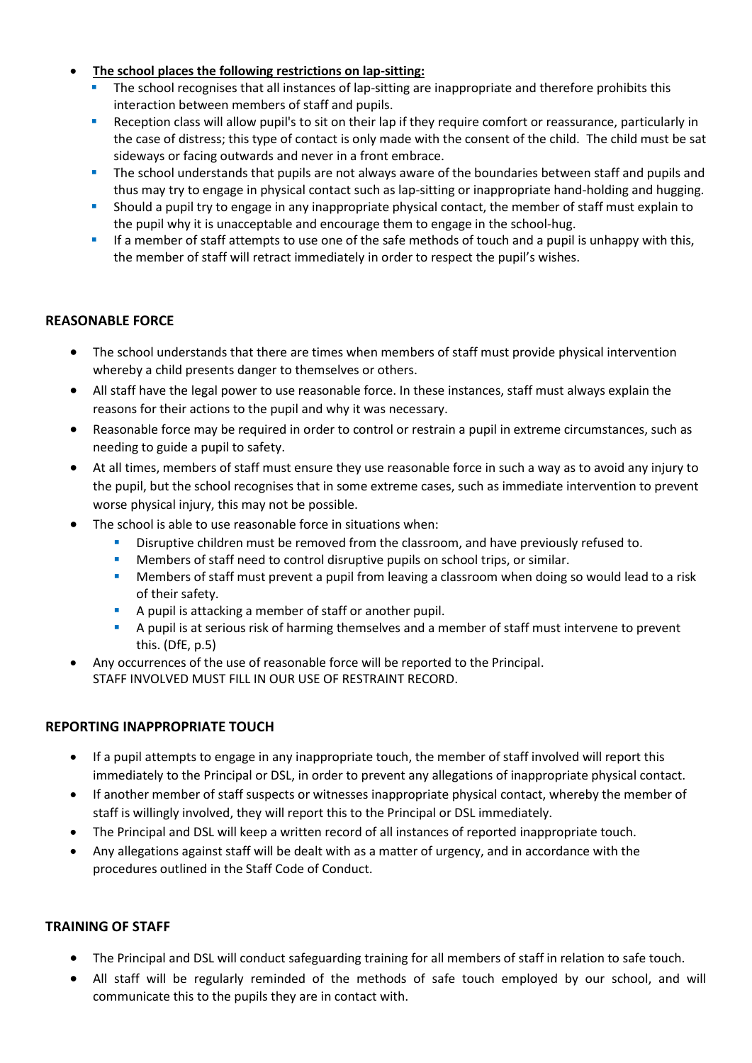- **The school places the following restrictions on lap-sitting:**
  - The school recognises that all instances of lap-sitting are inappropriate and therefore prohibits this interaction between members of staff and pupils.
  - Reception class will allow pupil's to sit on their lap if they require comfort or reassurance, particularly in the case of distress; this type of contact is only made with the consent of the child. The child must be sat sideways or facing outwards and never in a front embrace.
  - The school understands that pupils are not always aware of the boundaries between staff and pupils and thus may try to engage in physical contact such as lap-sitting or inappropriate hand-holding and hugging.
  - Should a pupil try to engage in any inappropriate physical contact, the member of staff must explain to the pupil why it is unacceptable and encourage them to engage in the school-hug.
  - If a member of staff attempts to use one of the safe methods of touch and a pupil is unhappy with this, the member of staff will retract immediately in order to respect the pupil's wishes.

## REASONABLE FORCE

- The school understands that there are times when members of staff must provide physical intervention whereby a child presents danger to themselves or others.
- All staff have the legal power to use reasonable force. In these instances, staff must always explain the reasons for their actions to the pupil and why it was necessary.
- Reasonable force may be required in order to control or restrain a pupil in extreme circumstances, such as needing to guide a pupil to safety.
- At all times, members of staff must ensure they use reasonable force in such a way as to avoid any injury to the pupil, but the school recognises that in some extreme cases, such as immediate intervention to prevent worse physical injury, this may not be possible.
- The school is able to use reasonable force in situations when:
  - Disruptive children must be removed from the classroom, and have previously refused to.
  - Members of staff need to control disruptive pupils on school trips, or similar.
  - Members of staff must prevent a pupil from leaving a classroom when doing so would lead to a risk of their safety.
  - A pupil is attacking a member of staff or another pupil.
  - A pupil is at serious risk of harming themselves and a member of staff must intervene to prevent this. (DfE, p.5)
- Any occurrences of the use of reasonable force will be reported to the Principal.
  STAFF INVOLVED MUST FILL IN OUR USE OF RESTRAINT RECORD.

## REPORTING INAPPROPRIATE TOUCH

- If a pupil attempts to engage in any inappropriate touch, the member of staff involved will report this immediately to the Principal or DSL, in order to prevent any allegations of inappropriate physical contact.
- If another member of staff suspects or witnesses inappropriate physical contact, whereby the member of staff is willingly involved, they will report this to the Principal or DSL immediately.
- The Principal and DSL will keep a written record of all instances of reported inappropriate touch.
- Any allegations against staff will be dealt with as a matter of urgency, and in accordance with the procedures outlined in the Staff Code of Conduct.

## TRAINING OF STAFF

- The Principal and DSL will conduct safeguarding training for all members of staff in relation to safe touch.
- All staff will be regularly reminded of the methods of safe touch employed by our school, and will communicate this to the pupils they are in contact with.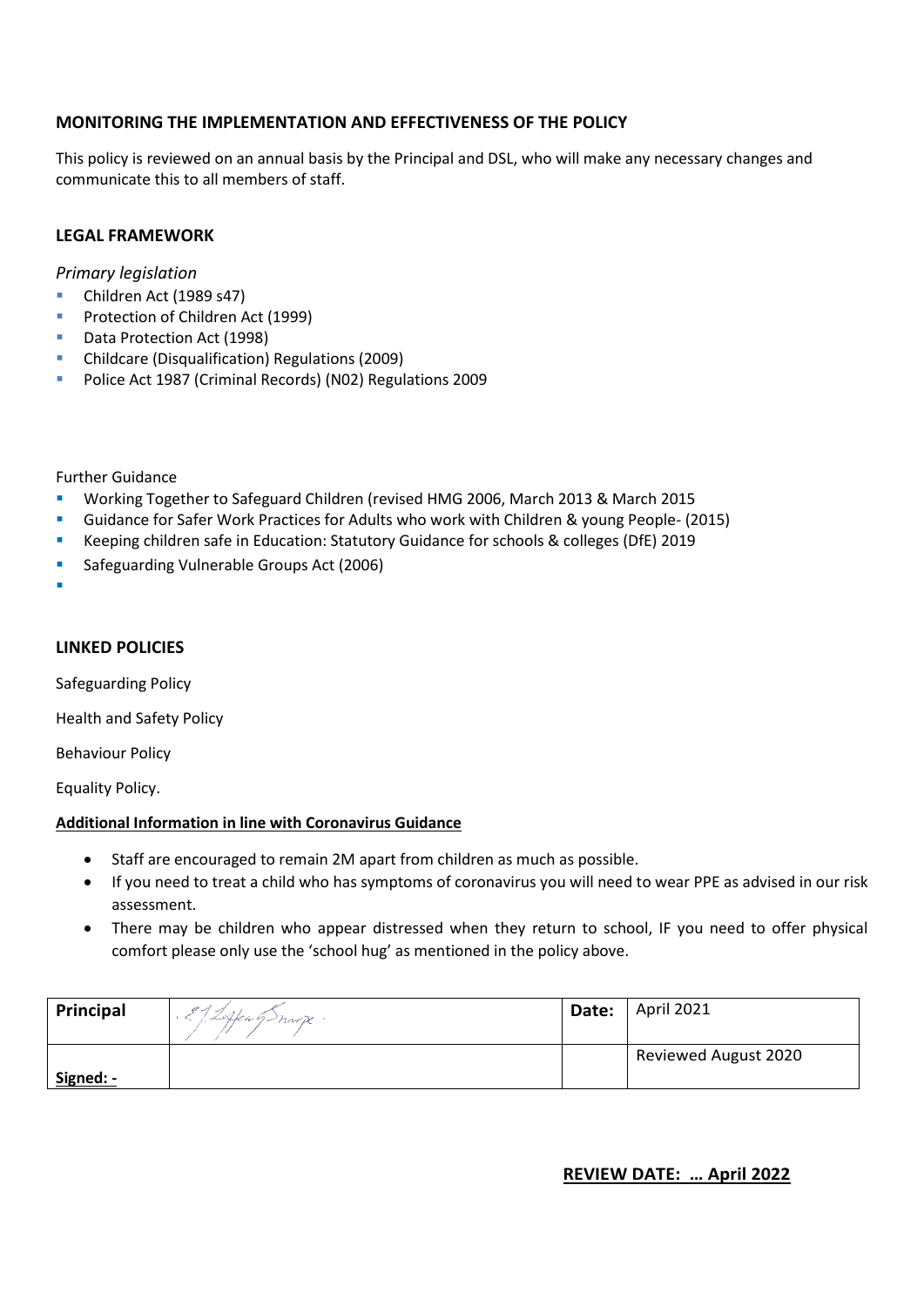## MONITORING THE IMPLEMENTATION AND EFFECTIVENESS OF THE POLICY

This policy is reviewed on an annual basis by the Principal and DSL, who will make any necessary changes and communicate this to all members of staff.

## LEGAL FRAMEWORK

*Primary legislation*

- Children Act (1989 s47)
- Protection of Children Act (1999)
- Data Protection Act (1998)
- Childcare (Disqualification) Regulations (2009)
- Police Act 1987 (Criminal Records) (N02) Regulations 2009

Further Guidance

- Working Together to Safeguard Children (revised HMG 2006, March 2013 & March 2015
- Guidance for Safer Work Practices for Adults who work with Children & young People- (2015)
- Keeping children safe in Education: Statutory Guidance for schools & colleges (DfE) 2019
- Safeguarding Vulnerable Groups Act (2006)
- 

## LINKED POLICIES

Safeguarding Policy

Health and Safety Policy

Behaviour Policy

Equality Policy.

**Additional Information in line with Coronavirus Guidance**

- Staff are encouraged to remain 2M apart from children as much as possible.
- If you need to treat a child who has symptoms of coronavirus you will need to wear PPE as advised in our risk assessment.
- There may be children who appear distressed when they return to school, IF you need to offer physical comfort please only use the 'school hug' as mentioned in the policy above.

| | | | |
|---|---|---|---|
| **Principal** | [signature] | **Date:** | April 2021 |
| **Signed: -** | | | Reviewed August 2020 |

**REVIEW DATE: … April 2022**